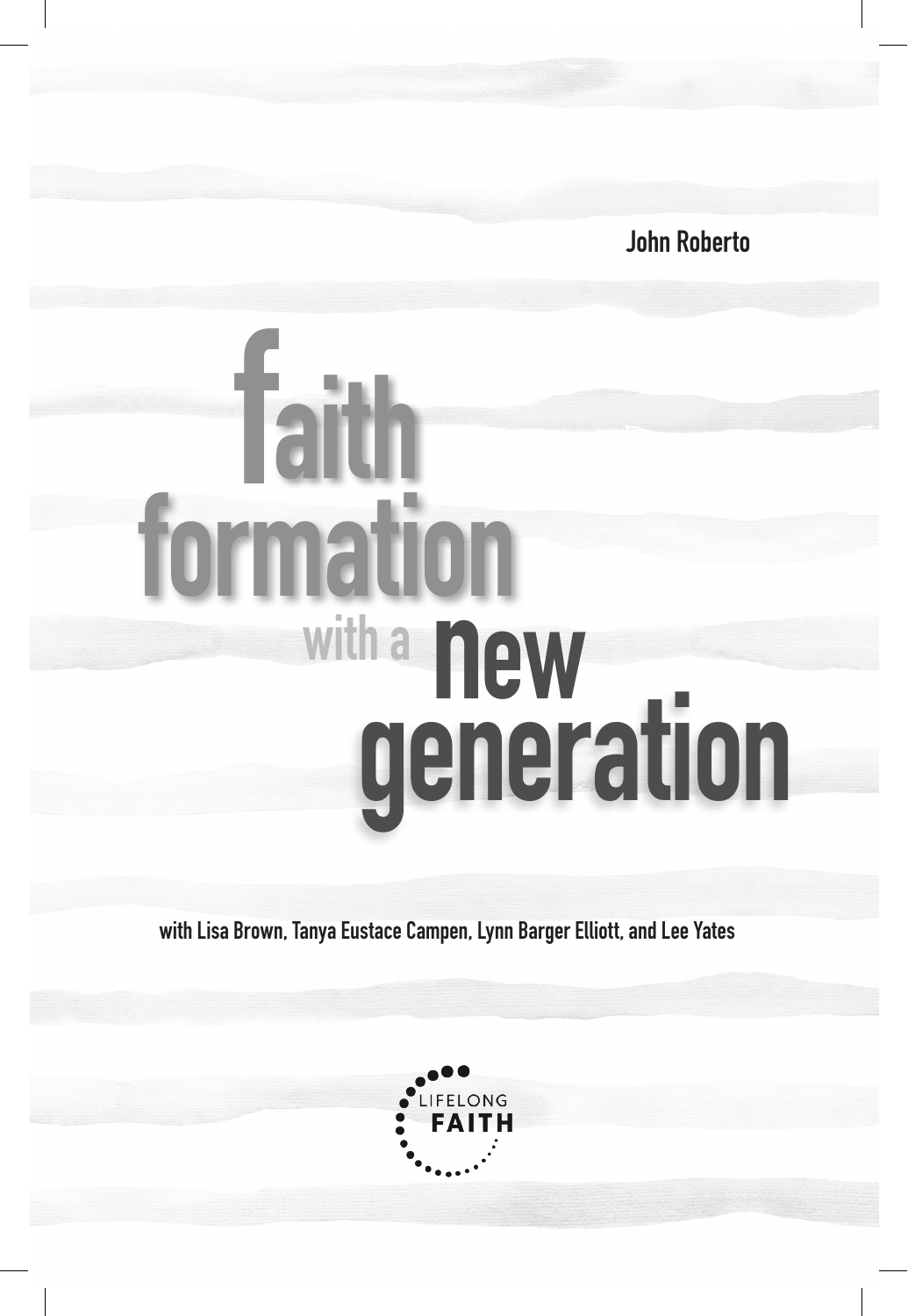John Roberto

# faith formation with a new generation

with Lisa Brown, Tanya Eustace Campen, Lynn Barger Elliott, and Lee Yates

LIFELONG FAITH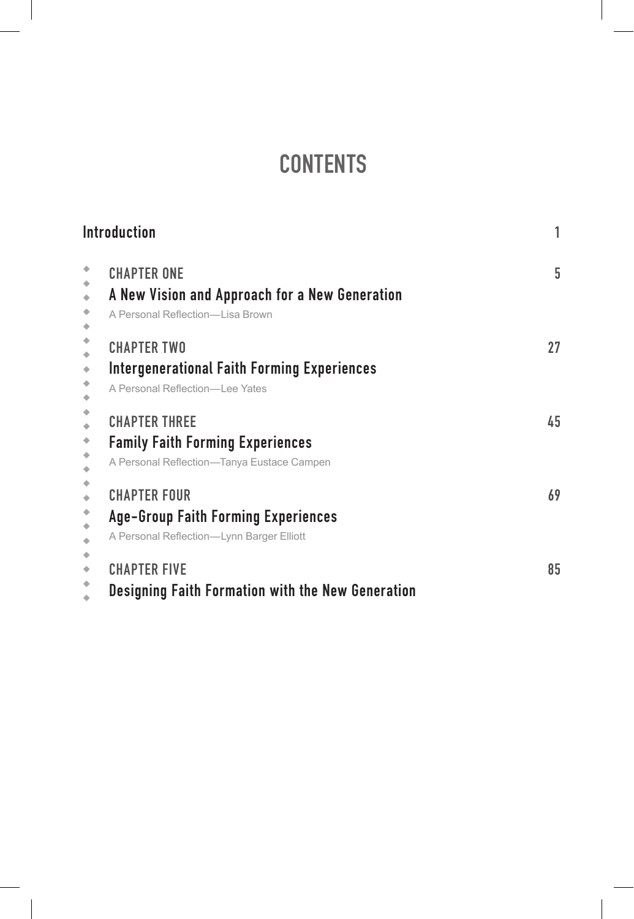# CONTENTS

**Introduction** 1

**CHAPTER ONE** 5
**A New Vision and Approach for a New Generation**
A Personal Reflection—Lisa Brown

**CHAPTER TWO** 27
**Intergenerational Faith Forming Experiences**
A Personal Reflection—Lee Yates

**CHAPTER THREE** 45
**Family Faith Forming Experiences**
A Personal Reflection—Tanya Eustace Campen

**CHAPTER FOUR** 69
**Age-Group Faith Forming Experiences**
A Personal Reflection—Lynn Barger Elliott

**CHAPTER FIVE** 85
**Designing Faith Formation with the New Generation**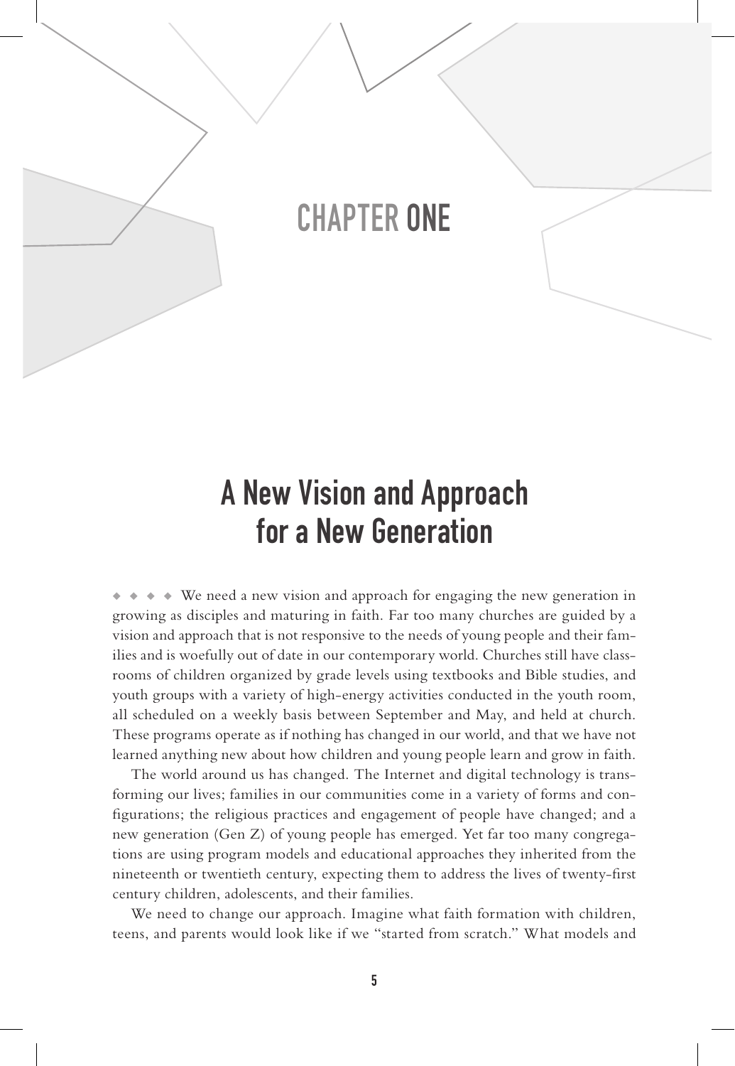# CHAPTER ONE

## A New Vision and Approach for a New Generation

◆ ◆ ◆ ◆ We need a new vision and approach for engaging the new generation in growing as disciples and maturing in faith. Far too many churches are guided by a vision and approach that is not responsive to the needs of young people and their families and is woefully out of date in our contemporary world. Churches still have classrooms of children organized by grade levels using textbooks and Bible studies, and youth groups with a variety of high-energy activities conducted in the youth room, all scheduled on a weekly basis between September and May, and held at church. These programs operate as if nothing has changed in our world, and that we have not learned anything new about how children and young people learn and grow in faith.

The world around us has changed. The Internet and digital technology is transforming our lives; families in our communities come in a variety of forms and configurations; the religious practices and engagement of people have changed; and a new generation (Gen Z) of young people has emerged. Yet far too many congregations are using program models and educational approaches they inherited from the nineteenth or twentieth century, expecting them to address the lives of twenty-first century children, adolescents, and their families.

We need to change our approach. Imagine what faith formation with children, teens, and parents would look like if we "started from scratch." What models and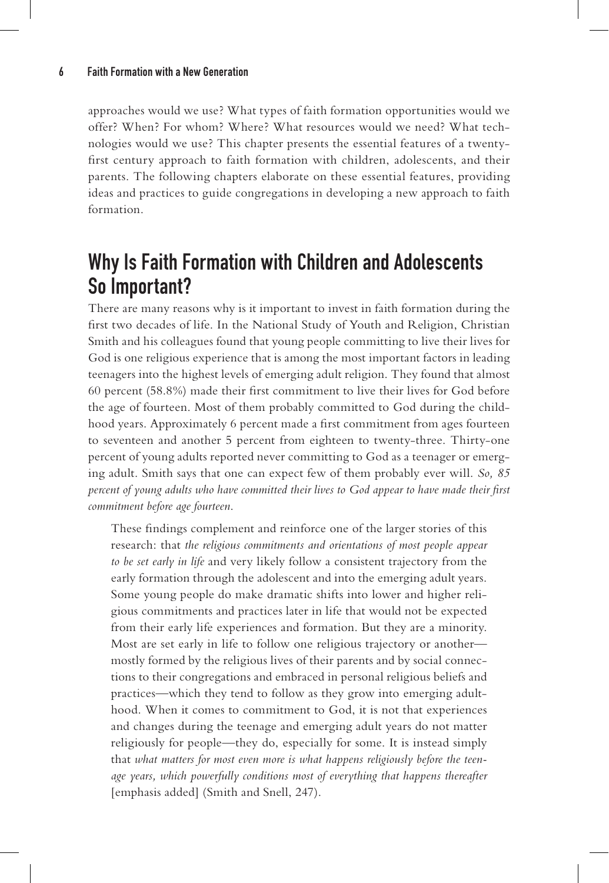approaches would we use? What types of faith formation opportunities would we offer? When? For whom? Where? What resources would we need? What technologies would we use? This chapter presents the essential features of a twenty-first century approach to faith formation with children, adolescents, and their parents. The following chapters elaborate on these essential features, providing ideas and practices to guide congregations in developing a new approach to faith formation.

## Why Is Faith Formation with Children and Adolescents So Important?

There are many reasons why is it important to invest in faith formation during the first two decades of life. In the National Study of Youth and Religion, Christian Smith and his colleagues found that young people committing to live their lives for God is one religious experience that is among the most important factors in leading teenagers into the highest levels of emerging adult religion. They found that almost 60 percent (58.8%) made their first commitment to live their lives for God before the age of fourteen. Most of them probably committed to God during the childhood years. Approximately 6 percent made a first commitment from ages fourteen to seventeen and another 5 percent from eighteen to twenty-three. Thirty-one percent of young adults reported never committing to God as a teenager or emerging adult. Smith says that one can expect few of them probably ever will. *So, 85 percent of young adults who have committed their lives to God appear to have made their first commitment before age fourteen.*

> These findings complement and reinforce one of the larger stories of this research: that *the religious commitments and orientations of most people appear to be set early in life* and very likely follow a consistent trajectory from the early formation through the adolescent and into the emerging adult years. Some young people do make dramatic shifts into lower and higher religious commitments and practices later in life that would not be expected from their early life experiences and formation. But they are a minority. Most are set early in life to follow one religious trajectory or another—mostly formed by the religious lives of their parents and by social connections to their congregations and embraced in personal religious beliefs and practices—which they tend to follow as they grow into emerging adulthood. When it comes to commitment to God, it is not that experiences and changes during the teenage and emerging adult years do not matter religiously for people—they do, especially for some. It is instead simply that *what matters for most even more is what happens religiously before the teenage years, which powerfully conditions most of everything that happens thereafter* [emphasis added] (Smith and Snell, 247).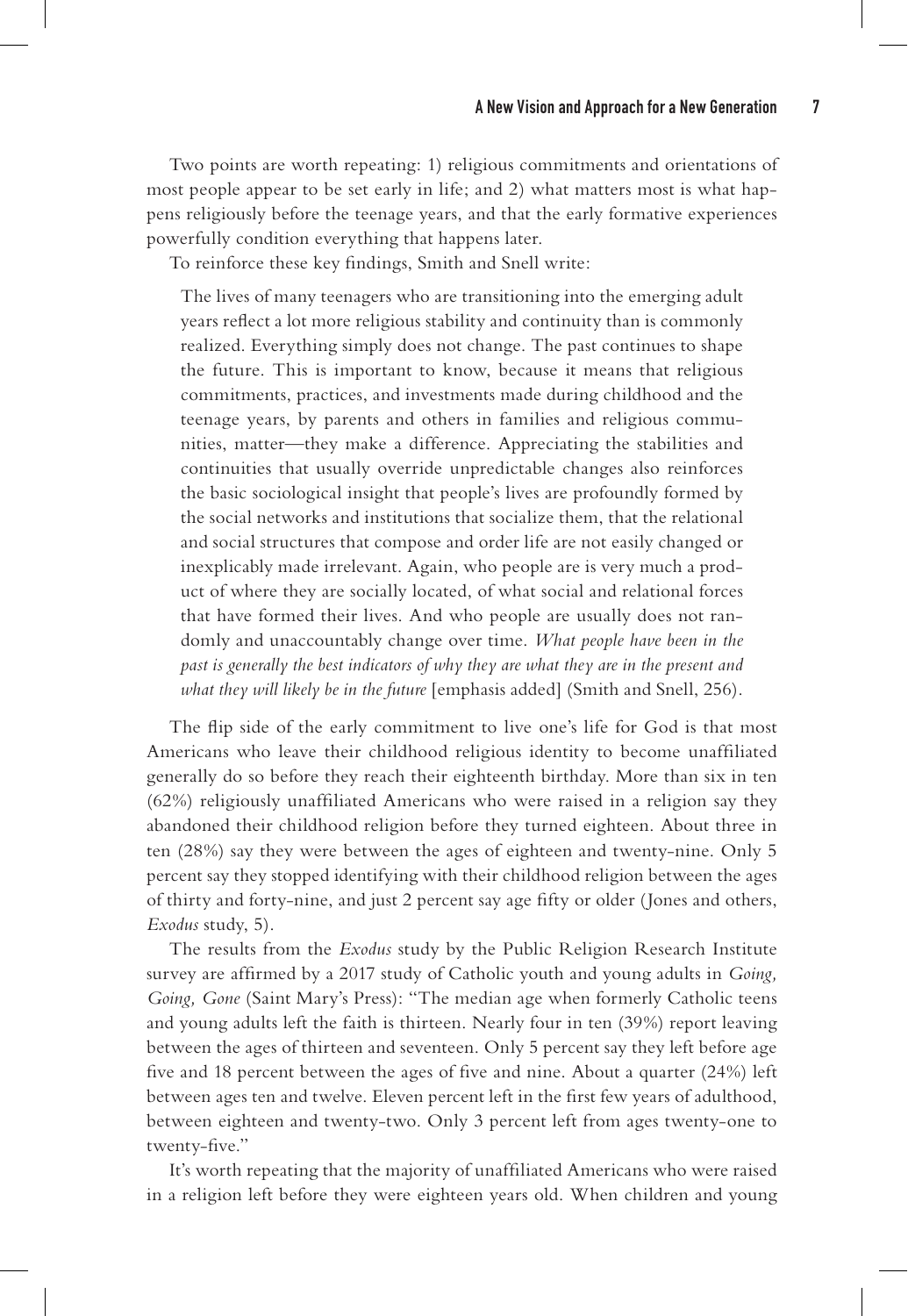Two points are worth repeating: 1) religious commitments and orientations of most people appear to be set early in life; and 2) what matters most is what happens religiously before the teenage years, and that the early formative experiences powerfully condition everything that happens later.

To reinforce these key findings, Smith and Snell write:

> The lives of many teenagers who are transitioning into the emerging adult years reflect a lot more religious stability and continuity than is commonly realized. Everything simply does not change. The past continues to shape the future. This is important to know, because it means that religious commitments, practices, and investments made during childhood and the teenage years, by parents and others in families and religious communities, matter—they make a difference. Appreciating the stabilities and continuities that usually override unpredictable changes also reinforces the basic sociological insight that people's lives are profoundly formed by the social networks and institutions that socialize them, that the relational and social structures that compose and order life are not easily changed or inexplicably made irrelevant. Again, who people are is very much a product of where they are socially located, of what social and relational forces that have formed their lives. And who people are usually does not randomly and unaccountably change over time. *What people have been in the past is generally the best indicators of why they are what they are in the present and what they will likely be in the future* [emphasis added] (Smith and Snell, 256).

The flip side of the early commitment to live one's life for God is that most Americans who leave their childhood religious identity to become unaffiliated generally do so before they reach their eighteenth birthday. More than six in ten (62%) religiously unaffiliated Americans who were raised in a religion say they abandoned their childhood religion before they turned eighteen. About three in ten (28%) say they were between the ages of eighteen and twenty-nine. Only 5 percent say they stopped identifying with their childhood religion between the ages of thirty and forty-nine, and just 2 percent say age fifty or older (Jones and others, *Exodus* study, 5).

The results from the *Exodus* study by the Public Religion Research Institute survey are affirmed by a 2017 study of Catholic youth and young adults in *Going, Going, Gone* (Saint Mary's Press): "The median age when formerly Catholic teens and young adults left the faith is thirteen. Nearly four in ten (39%) report leaving between the ages of thirteen and seventeen. Only 5 percent say they left before age five and 18 percent between the ages of five and nine. About a quarter (24%) left between ages ten and twelve. Eleven percent left in the first few years of adulthood, between eighteen and twenty-two. Only 3 percent left from ages twenty-one to twenty-five."

It's worth repeating that the majority of unaffiliated Americans who were raised in a religion left before they were eighteen years old. When children and young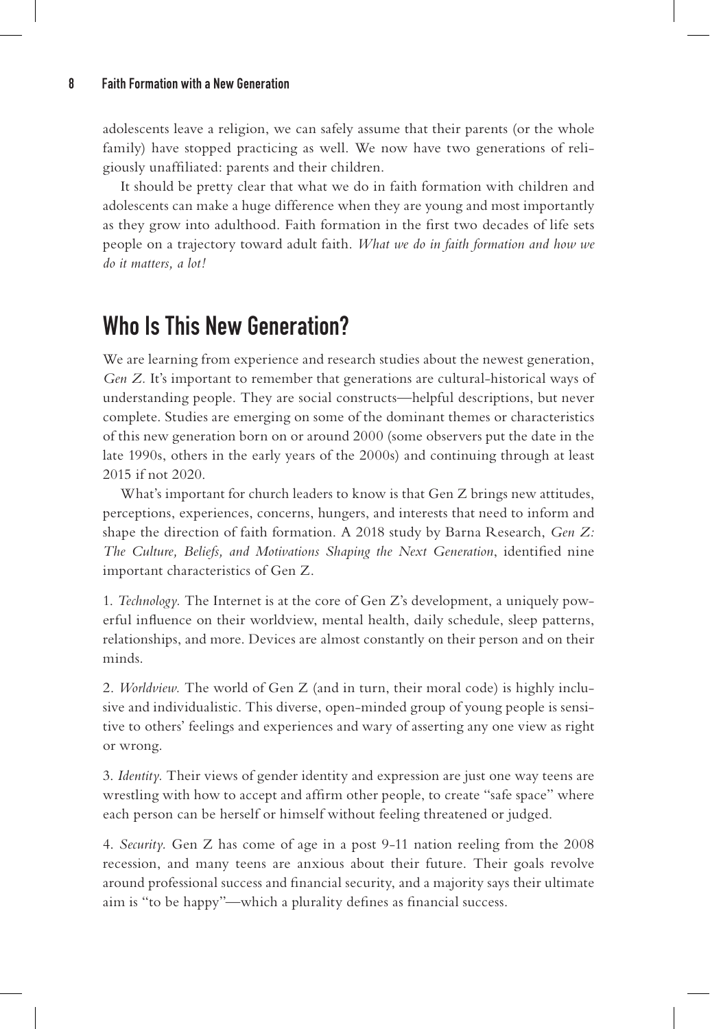adolescents leave a religion, we can safely assume that their parents (or the whole family) have stopped practicing as well. We now have two generations of religiously unaffiliated: parents and their children.

It should be pretty clear that what we do in faith formation with children and adolescents can make a huge difference when they are young and most importantly as they grow into adulthood. Faith formation in the first two decades of life sets people on a trajectory toward adult faith. *What we do in faith formation and how we do it matters, a lot!*

## Who Is This New Generation?

We are learning from experience and research studies about the newest generation, *Gen Z*. It's important to remember that generations are cultural-historical ways of understanding people. They are social constructs—helpful descriptions, but never complete. Studies are emerging on some of the dominant themes or characteristics of this new generation born on or around 2000 (some observers put the date in the late 1990s, others in the early years of the 2000s) and continuing through at least 2015 if not 2020.

What's important for church leaders to know is that Gen Z brings new attitudes, perceptions, experiences, concerns, hungers, and interests that need to inform and shape the direction of faith formation. A 2018 study by Barna Research, *Gen Z: The Culture, Beliefs, and Motivations Shaping the Next Generation*, identified nine important characteristics of Gen Z.

1. *Technology.* The Internet is at the core of Gen Z's development, a uniquely powerful influence on their worldview, mental health, daily schedule, sleep patterns, relationships, and more. Devices are almost constantly on their person and on their minds.

2. *Worldview.* The world of Gen Z (and in turn, their moral code) is highly inclusive and individualistic. This diverse, open-minded group of young people is sensitive to others' feelings and experiences and wary of asserting any one view as right or wrong.

3. *Identity.* Their views of gender identity and expression are just one way teens are wrestling with how to accept and affirm other people, to create "safe space" where each person can be herself or himself without feeling threatened or judged.

4. *Security.* Gen Z has come of age in a post 9-11 nation reeling from the 2008 recession, and many teens are anxious about their future. Their goals revolve around professional success and financial security, and a majority says their ultimate aim is "to be happy"—which a plurality defines as financial success.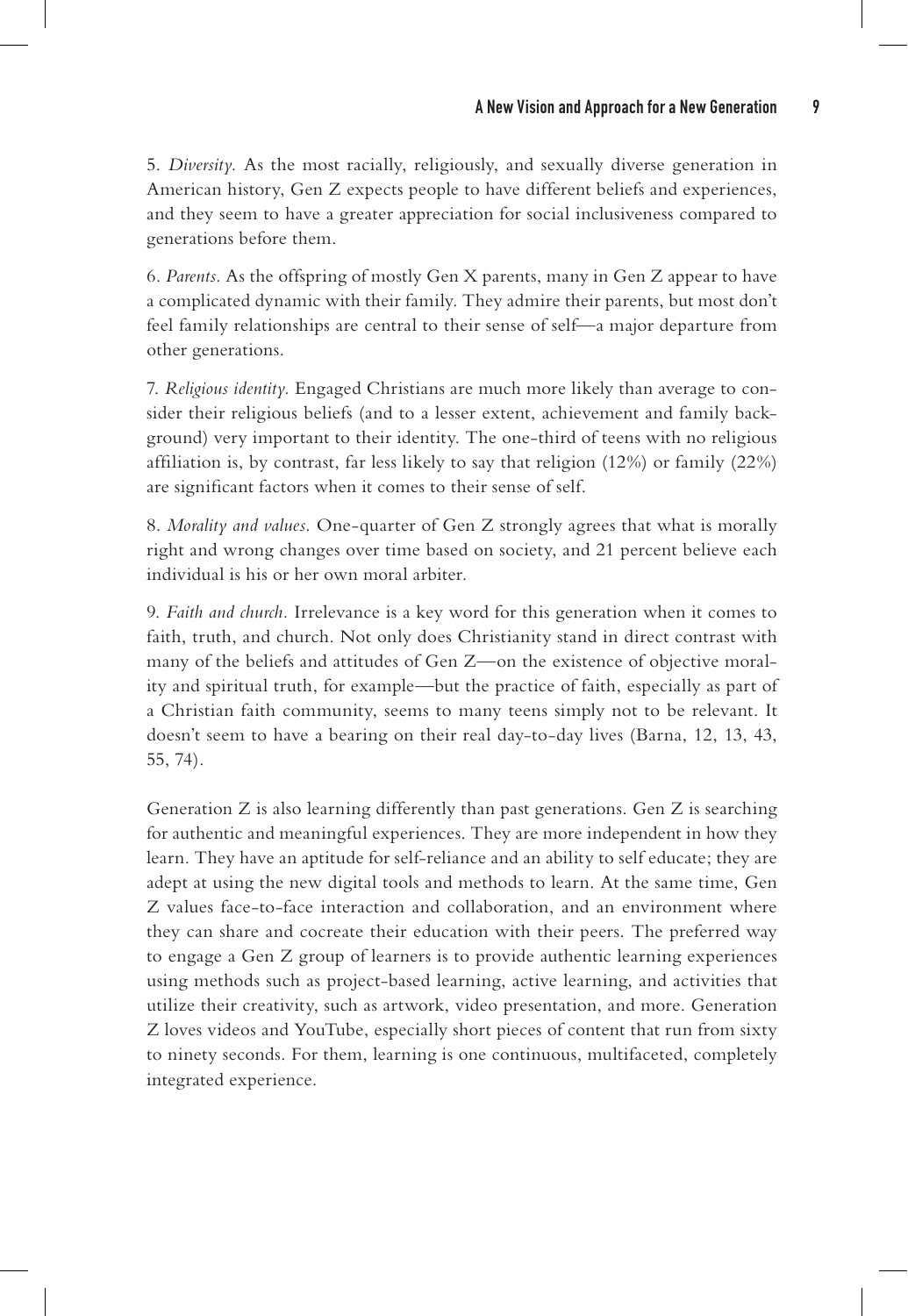5. *Diversity.* As the most racially, religiously, and sexually diverse generation in American history, Gen Z expects people to have different beliefs and experiences, and they seem to have a greater appreciation for social inclusiveness compared to generations before them.

6. *Parents.* As the offspring of mostly Gen X parents, many in Gen Z appear to have a complicated dynamic with their family. They admire their parents, but most don't feel family relationships are central to their sense of self—a major departure from other generations.

7. *Religious identity.* Engaged Christians are much more likely than average to consider their religious beliefs (and to a lesser extent, achievement and family background) very important to their identity. The one-third of teens with no religious affiliation is, by contrast, far less likely to say that religion (12%) or family (22%) are significant factors when it comes to their sense of self.

8. *Morality and values.* One-quarter of Gen Z strongly agrees that what is morally right and wrong changes over time based on society, and 21 percent believe each individual is his or her own moral arbiter.

9. *Faith and church.* Irrelevance is a key word for this generation when it comes to faith, truth, and church. Not only does Christianity stand in direct contrast with many of the beliefs and attitudes of Gen Z—on the existence of objective morality and spiritual truth, for example—but the practice of faith, especially as part of a Christian faith community, seems to many teens simply not to be relevant. It doesn't seem to have a bearing on their real day-to-day lives (Barna, 12, 13, 43, 55, 74).

Generation Z is also learning differently than past generations. Gen Z is searching for authentic and meaningful experiences. They are more independent in how they learn. They have an aptitude for self-reliance and an ability to self educate; they are adept at using the new digital tools and methods to learn. At the same time, Gen Z values face-to-face interaction and collaboration, and an environment where they can share and cocreate their education with their peers. The preferred way to engage a Gen Z group of learners is to provide authentic learning experiences using methods such as project-based learning, active learning, and activities that utilize their creativity, such as artwork, video presentation, and more. Generation Z loves videos and YouTube, especially short pieces of content that run from sixty to ninety seconds. For them, learning is one continuous, multifaceted, completely integrated experience.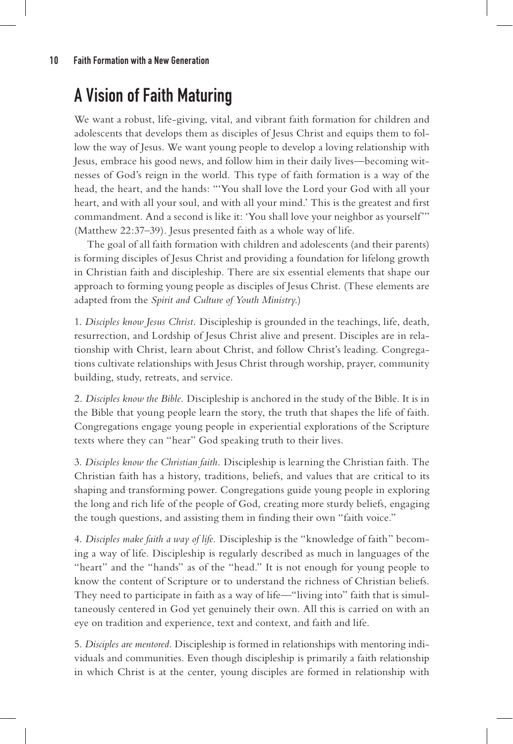## A Vision of Faith Maturing

We want a robust, life-giving, vital, and vibrant faith formation for children and adolescents that develops them as disciples of Jesus Christ and equips them to follow the way of Jesus. We want young people to develop a loving relationship with Jesus, embrace his good news, and follow him in their daily lives—becoming witnesses of God's reign in the world. This type of faith formation is a way of the head, the heart, and the hands: "'You shall love the Lord your God with all your heart, and with all your soul, and with all your mind.' This is the greatest and first commandment. And a second is like it: 'You shall love your neighbor as yourself'" (Matthew 22:37–39). Jesus presented faith as a whole way of life.

The goal of all faith formation with children and adolescents (and their parents) is forming disciples of Jesus Christ and providing a foundation for lifelong growth in Christian faith and discipleship. There are six essential elements that shape our approach to forming young people as disciples of Jesus Christ. (These elements are adapted from the *Spirit and Culture of Youth Ministry*.)

1. *Disciples know Jesus Christ.* Discipleship is grounded in the teachings, life, death, resurrection, and Lordship of Jesus Christ alive and present. Disciples are in relationship with Christ, learn about Christ, and follow Christ's leading. Congregations cultivate relationships with Jesus Christ through worship, prayer, community building, study, retreats, and service.

2. *Disciples know the Bible.* Discipleship is anchored in the study of the Bible. It is in the Bible that young people learn the story, the truth that shapes the life of faith. Congregations engage young people in experiential explorations of the Scripture texts where they can "hear" God speaking truth to their lives.

3. *Disciples know the Christian faith.* Discipleship is learning the Christian faith. The Christian faith has a history, traditions, beliefs, and values that are critical to its shaping and transforming power. Congregations guide young people in exploring the long and rich life of the people of God, creating more sturdy beliefs, engaging the tough questions, and assisting them in finding their own "faith voice."

4. *Disciples make faith a way of life.* Discipleship is the "knowledge of faith" becoming a way of life. Discipleship is regularly described as much in languages of the "heart" and the "hands" as of the "head." It is not enough for young people to know the content of Scripture or to understand the richness of Christian beliefs. They need to participate in faith as a way of life—"living into" faith that is simultaneously centered in God yet genuinely their own. All this is carried on with an eye on tradition and experience, text and context, and faith and life.

5. *Disciples are mentored.* Discipleship is formed in relationships with mentoring individuals and communities. Even though discipleship is primarily a faith relationship in which Christ is at the center, young disciples are formed in relationship with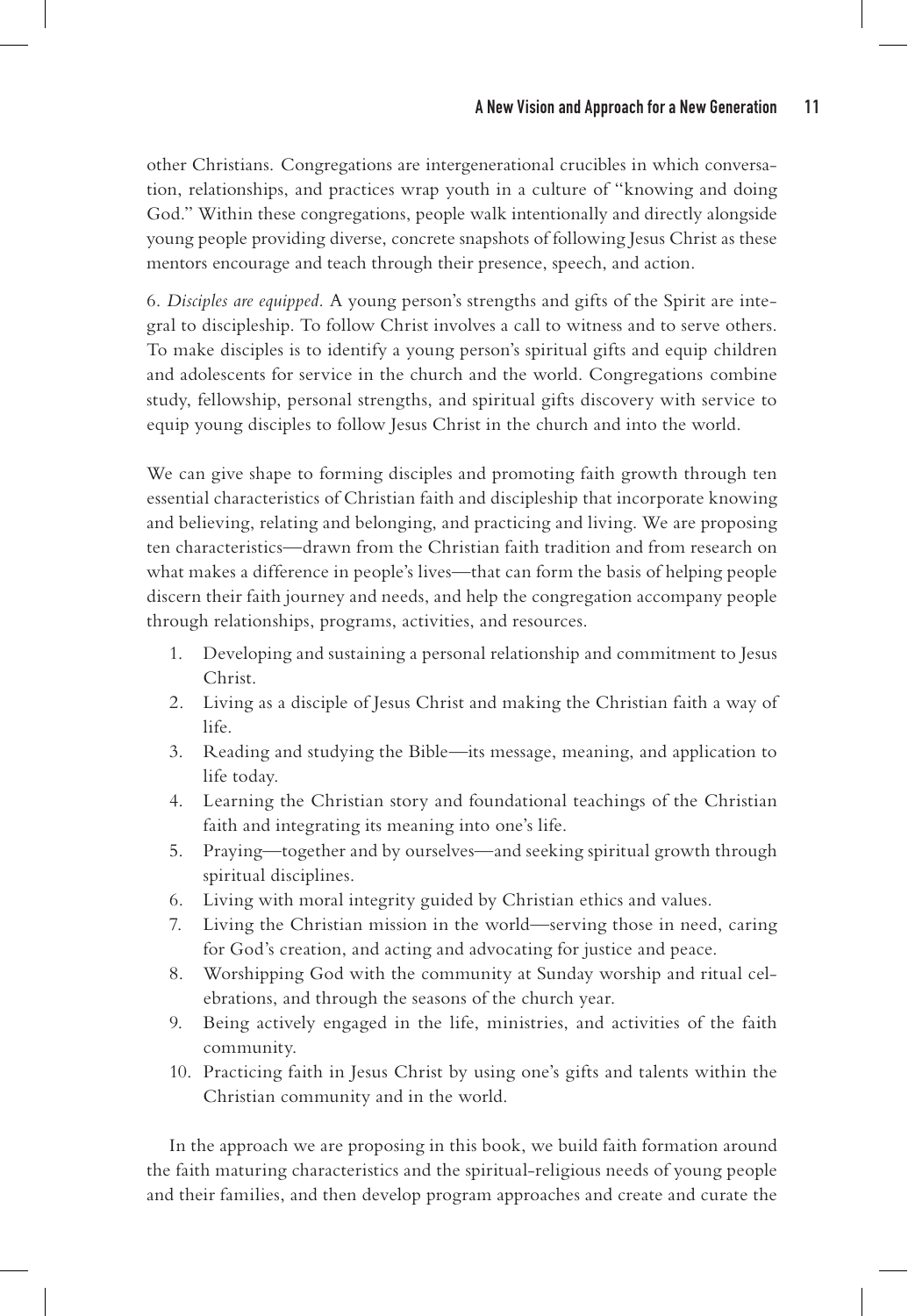other Christians. Congregations are intergenerational crucibles in which conversation, relationships, and practices wrap youth in a culture of "knowing and doing God." Within these congregations, people walk intentionally and directly alongside young people providing diverse, concrete snapshots of following Jesus Christ as these mentors encourage and teach through their presence, speech, and action.

6. *Disciples are equipped.* A young person's strengths and gifts of the Spirit are integral to discipleship. To follow Christ involves a call to witness and to serve others. To make disciples is to identify a young person's spiritual gifts and equip children and adolescents for service in the church and the world. Congregations combine study, fellowship, personal strengths, and spiritual gifts discovery with service to equip young disciples to follow Jesus Christ in the church and into the world.

We can give shape to forming disciples and promoting faith growth through ten essential characteristics of Christian faith and discipleship that incorporate knowing and believing, relating and belonging, and practicing and living. We are proposing ten characteristics—drawn from the Christian faith tradition and from research on what makes a difference in people's lives—that can form the basis of helping people discern their faith journey and needs, and help the congregation accompany people through relationships, programs, activities, and resources.

1. Developing and sustaining a personal relationship and commitment to Jesus Christ.
2. Living as a disciple of Jesus Christ and making the Christian faith a way of life.
3. Reading and studying the Bible—its message, meaning, and application to life today.
4. Learning the Christian story and foundational teachings of the Christian faith and integrating its meaning into one's life.
5. Praying—together and by ourselves—and seeking spiritual growth through spiritual disciplines.
6. Living with moral integrity guided by Christian ethics and values.
7. Living the Christian mission in the world—serving those in need, caring for God's creation, and acting and advocating for justice and peace.
8. Worshipping God with the community at Sunday worship and ritual celebrations, and through the seasons of the church year.
9. Being actively engaged in the life, ministries, and activities of the faith community.
10. Practicing faith in Jesus Christ by using one's gifts and talents within the Christian community and in the world.

In the approach we are proposing in this book, we build faith formation around the faith maturing characteristics and the spiritual-religious needs of young people and their families, and then develop program approaches and create and curate the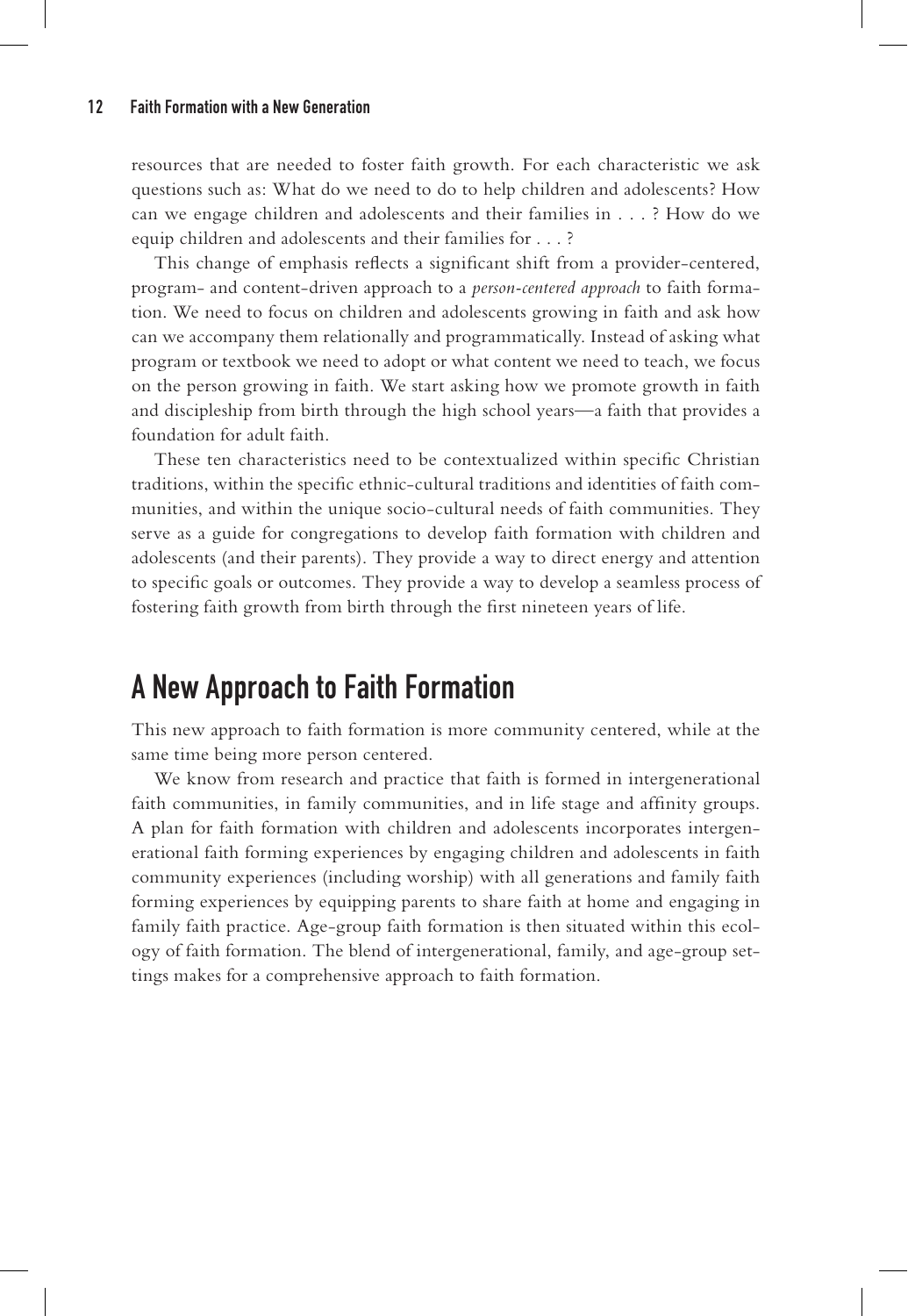resources that are needed to foster faith growth. For each characteristic we ask questions such as: What do we need to do to help children and adolescents? How can we engage children and adolescents and their families in . . . ? How do we equip children and adolescents and their families for . . . ?

This change of emphasis reflects a significant shift from a provider-centered, program- and content-driven approach to a *person-centered approach* to faith formation. We need to focus on children and adolescents growing in faith and ask how can we accompany them relationally and programmatically. Instead of asking what program or textbook we need to adopt or what content we need to teach, we focus on the person growing in faith. We start asking how we promote growth in faith and discipleship from birth through the high school years—a faith that provides a foundation for adult faith.

These ten characteristics need to be contextualized within specific Christian traditions, within the specific ethnic-cultural traditions and identities of faith communities, and within the unique socio-cultural needs of faith communities. They serve as a guide for congregations to develop faith formation with children and adolescents (and their parents). They provide a way to direct energy and attention to specific goals or outcomes. They provide a way to develop a seamless process of fostering faith growth from birth through the first nineteen years of life.

## A New Approach to Faith Formation

This new approach to faith formation is more community centered, while at the same time being more person centered.

We know from research and practice that faith is formed in intergenerational faith communities, in family communities, and in life stage and affinity groups. A plan for faith formation with children and adolescents incorporates intergenerational faith forming experiences by engaging children and adolescents in faith community experiences (including worship) with all generations and family faith forming experiences by equipping parents to share faith at home and engaging in family faith practice. Age-group faith formation is then situated within this ecology of faith formation. The blend of intergenerational, family, and age-group settings makes for a comprehensive approach to faith formation.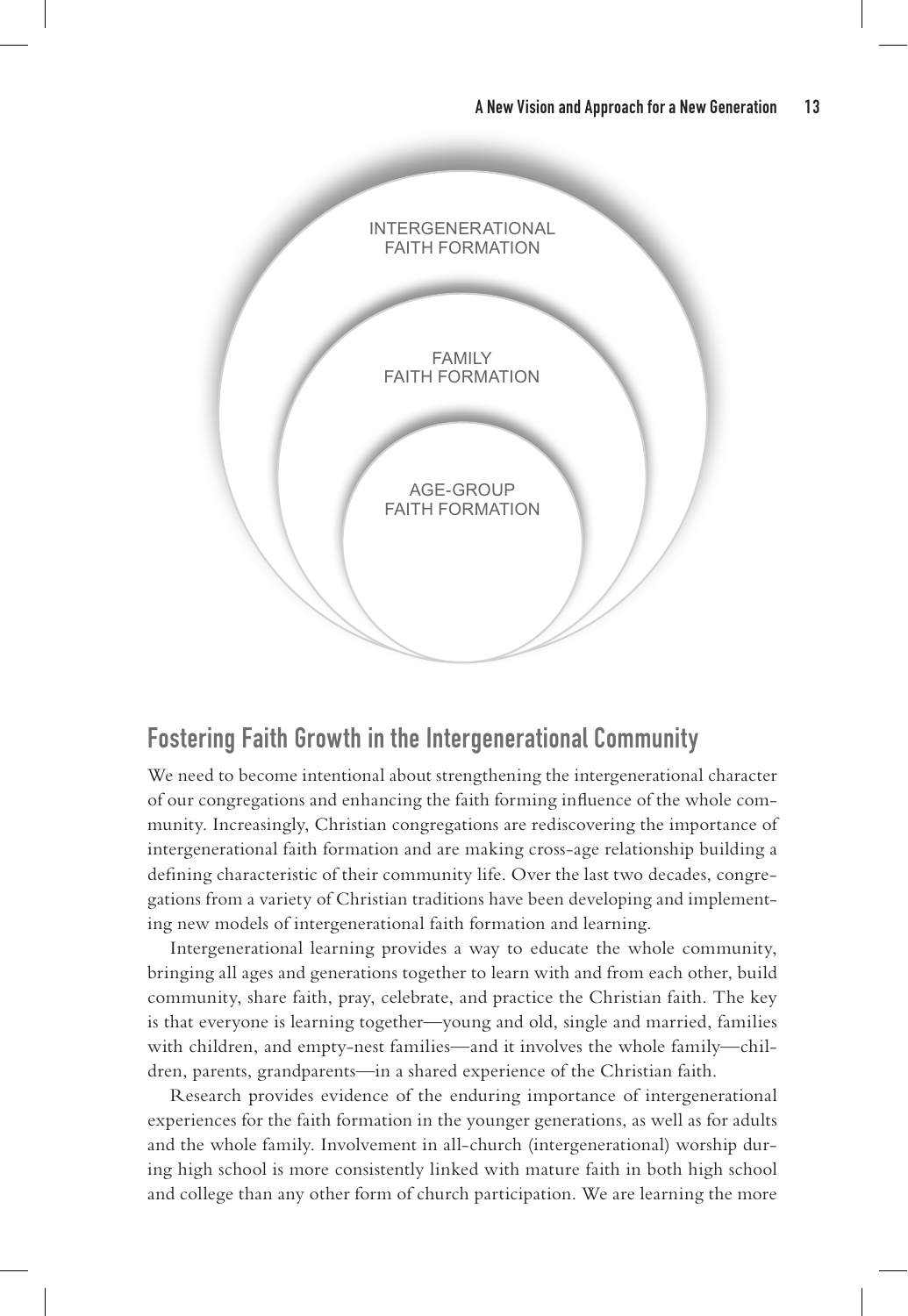INTERGENERATIONAL FAITH FORMATION

FAMILY FAITH FORMATION

AGE-GROUP FAITH FORMATION

## Fostering Faith Growth in the Intergenerational Community

We need to become intentional about strengthening the intergenerational character of our congregations and enhancing the faith forming influence of the whole community. Increasingly, Christian congregations are rediscovering the importance of intergenerational faith formation and are making cross-age relationship building a defining characteristic of their community life. Over the last two decades, congregations from a variety of Christian traditions have been developing and implementing new models of intergenerational faith formation and learning.

Intergenerational learning provides a way to educate the whole community, bringing all ages and generations together to learn with and from each other, build community, share faith, pray, celebrate, and practice the Christian faith. The key is that everyone is learning together—young and old, single and married, families with children, and empty-nest families—and it involves the whole family—children, parents, grandparents—in a shared experience of the Christian faith.

Research provides evidence of the enduring importance of intergenerational experiences for the faith formation in the younger generations, as well as for adults and the whole family. Involvement in all-church (intergenerational) worship during high school is more consistently linked with mature faith in both high school and college than any other form of church participation. We are learning the more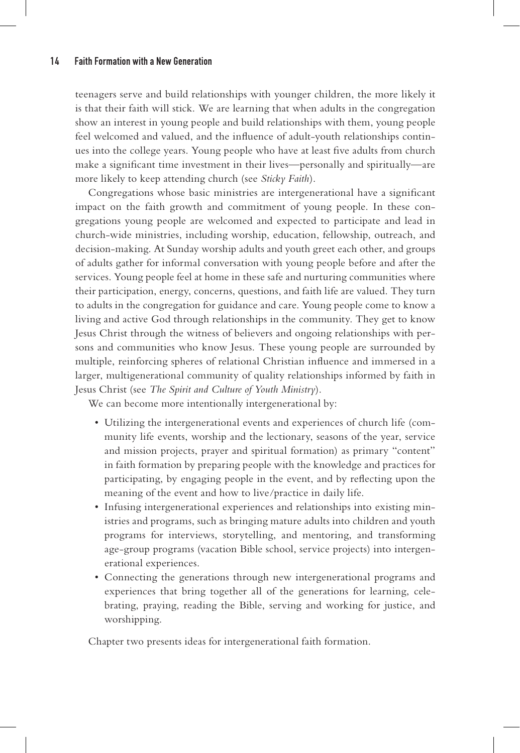teenagers serve and build relationships with younger children, the more likely it is that their faith will stick. We are learning that when adults in the congregation show an interest in young people and build relationships with them, young people feel welcomed and valued, and the influence of adult-youth relationships continues into the college years. Young people who have at least five adults from church make a significant time investment in their lives—personally and spiritually—are more likely to keep attending church (see *Sticky Faith*).

Congregations whose basic ministries are intergenerational have a significant impact on the faith growth and commitment of young people. In these congregations young people are welcomed and expected to participate and lead in church-wide ministries, including worship, education, fellowship, outreach, and decision-making. At Sunday worship adults and youth greet each other, and groups of adults gather for informal conversation with young people before and after the services. Young people feel at home in these safe and nurturing communities where their participation, energy, concerns, questions, and faith life are valued. They turn to adults in the congregation for guidance and care. Young people come to know a living and active God through relationships in the community. They get to know Jesus Christ through the witness of believers and ongoing relationships with persons and communities who know Jesus. These young people are surrounded by multiple, reinforcing spheres of relational Christian influence and immersed in a larger, multigenerational community of quality relationships informed by faith in Jesus Christ (see *The Spirit and Culture of Youth Ministry*).

We can become more intentionally intergenerational by:

- Utilizing the intergenerational events and experiences of church life (community life events, worship and the lectionary, seasons of the year, service and mission projects, prayer and spiritual formation) as primary "content" in faith formation by preparing people with the knowledge and practices for participating, by engaging people in the event, and by reflecting upon the meaning of the event and how to live/practice in daily life.
- Infusing intergenerational experiences and relationships into existing ministries and programs, such as bringing mature adults into children and youth programs for interviews, storytelling, and mentoring, and transforming age-group programs (vacation Bible school, service projects) into intergenerational experiences.
- Connecting the generations through new intergenerational programs and experiences that bring together all of the generations for learning, celebrating, praying, reading the Bible, serving and working for justice, and worshipping.

Chapter two presents ideas for intergenerational faith formation.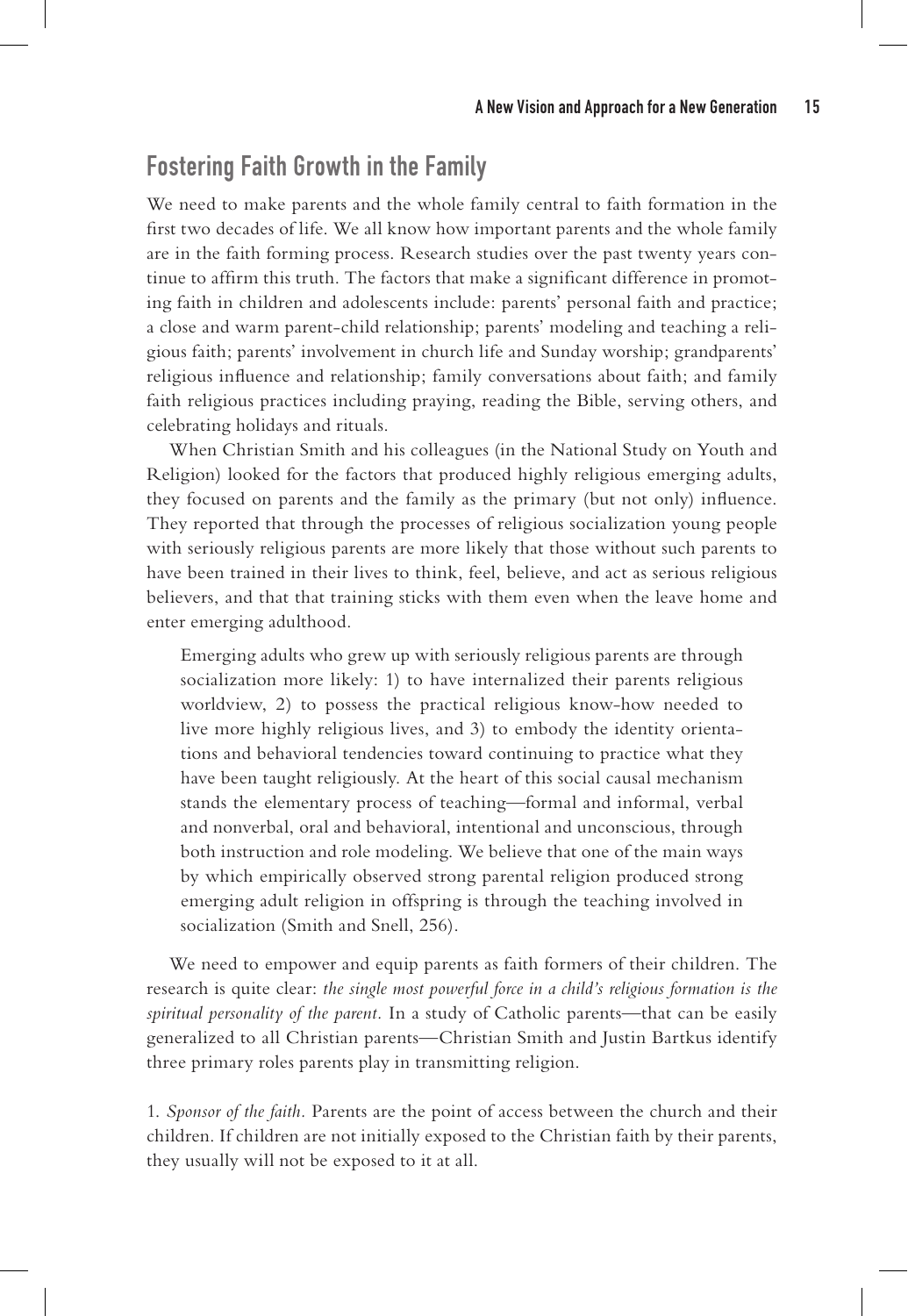## Fostering Faith Growth in the Family

We need to make parents and the whole family central to faith formation in the first two decades of life. We all know how important parents and the whole family are in the faith forming process. Research studies over the past twenty years continue to affirm this truth. The factors that make a significant difference in promoting faith in children and adolescents include: parents' personal faith and practice; a close and warm parent-child relationship; parents' modeling and teaching a religious faith; parents' involvement in church life and Sunday worship; grandparents' religious influence and relationship; family conversations about faith; and family faith religious practices including praying, reading the Bible, serving others, and celebrating holidays and rituals.

When Christian Smith and his colleagues (in the National Study on Youth and Religion) looked for the factors that produced highly religious emerging adults, they focused on parents and the family as the primary (but not only) influence. They reported that through the processes of religious socialization young people with seriously religious parents are more likely that those without such parents to have been trained in their lives to think, feel, believe, and act as serious religious believers, and that that training sticks with them even when the leave home and enter emerging adulthood.

> Emerging adults who grew up with seriously religious parents are through socialization more likely: 1) to have internalized their parents religious worldview, 2) to possess the practical religious know-how needed to live more highly religious lives, and 3) to embody the identity orientations and behavioral tendencies toward continuing to practice what they have been taught religiously. At the heart of this social causal mechanism stands the elementary process of teaching—formal and informal, verbal and nonverbal, oral and behavioral, intentional and unconscious, through both instruction and role modeling. We believe that one of the main ways by which empirically observed strong parental religion produced strong emerging adult religion in offspring is through the teaching involved in socialization (Smith and Snell, 256).

We need to empower and equip parents as faith formers of their children. The research is quite clear: *the single most powerful force in a child's religious formation is the spiritual personality of the parent.* In a study of Catholic parents—that can be easily generalized to all Christian parents—Christian Smith and Justin Bartkus identify three primary roles parents play in transmitting religion.

1. *Sponsor of the faith.* Parents are the point of access between the church and their children. If children are not initially exposed to the Christian faith by their parents, they usually will not be exposed to it at all.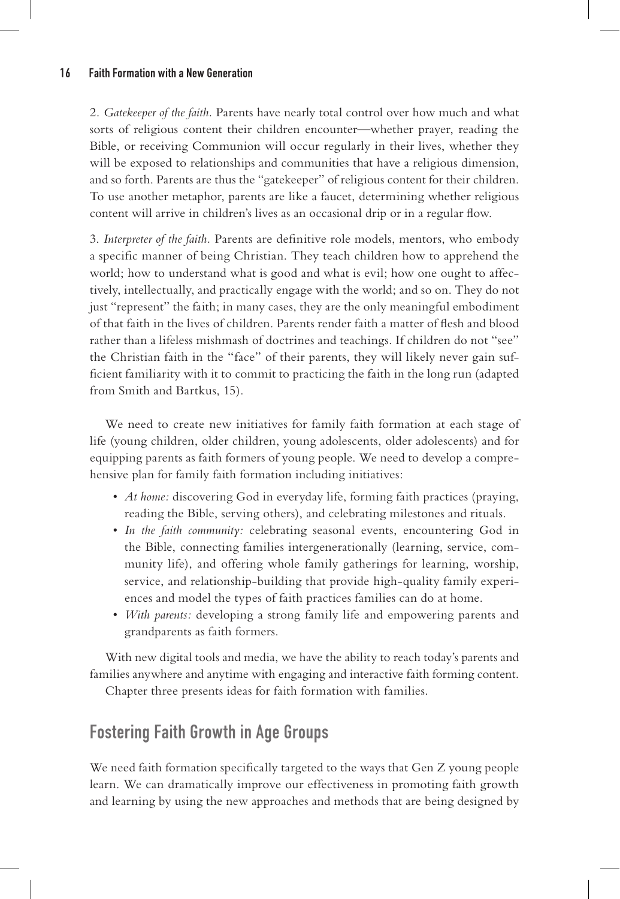2. *Gatekeeper of the faith.* Parents have nearly total control over how much and what sorts of religious content their children encounter—whether prayer, reading the Bible, or receiving Communion will occur regularly in their lives, whether they will be exposed to relationships and communities that have a religious dimension, and so forth. Parents are thus the "gatekeeper" of religious content for their children. To use another metaphor, parents are like a faucet, determining whether religious content will arrive in children's lives as an occasional drip or in a regular flow.

3. *Interpreter of the faith.* Parents are definitive role models, mentors, who embody a specific manner of being Christian. They teach children how to apprehend the world; how to understand what is good and what is evil; how one ought to affectively, intellectually, and practically engage with the world; and so on. They do not just "represent" the faith; in many cases, they are the only meaningful embodiment of that faith in the lives of children. Parents render faith a matter of flesh and blood rather than a lifeless mishmash of doctrines and teachings. If children do not "see" the Christian faith in the "face" of their parents, they will likely never gain sufficient familiarity with it to commit to practicing the faith in the long run (adapted from Smith and Bartkus, 15).

We need to create new initiatives for family faith formation at each stage of life (young children, older children, young adolescents, older adolescents) and for equipping parents as faith formers of young people. We need to develop a comprehensive plan for family faith formation including initiatives:

- *At home:* discovering God in everyday life, forming faith practices (praying, reading the Bible, serving others), and celebrating milestones and rituals.
- *In the faith community:* celebrating seasonal events, encountering God in the Bible, connecting families intergenerationally (learning, service, community life), and offering whole family gatherings for learning, worship, service, and relationship-building that provide high-quality family experiences and model the types of faith practices families can do at home.
- *With parents:* developing a strong family life and empowering parents and grandparents as faith formers.

With new digital tools and media, we have the ability to reach today's parents and families anywhere and anytime with engaging and interactive faith forming content.

Chapter three presents ideas for faith formation with families.

## Fostering Faith Growth in Age Groups

We need faith formation specifically targeted to the ways that Gen Z young people learn. We can dramatically improve our effectiveness in promoting faith growth and learning by using the new approaches and methods that are being designed by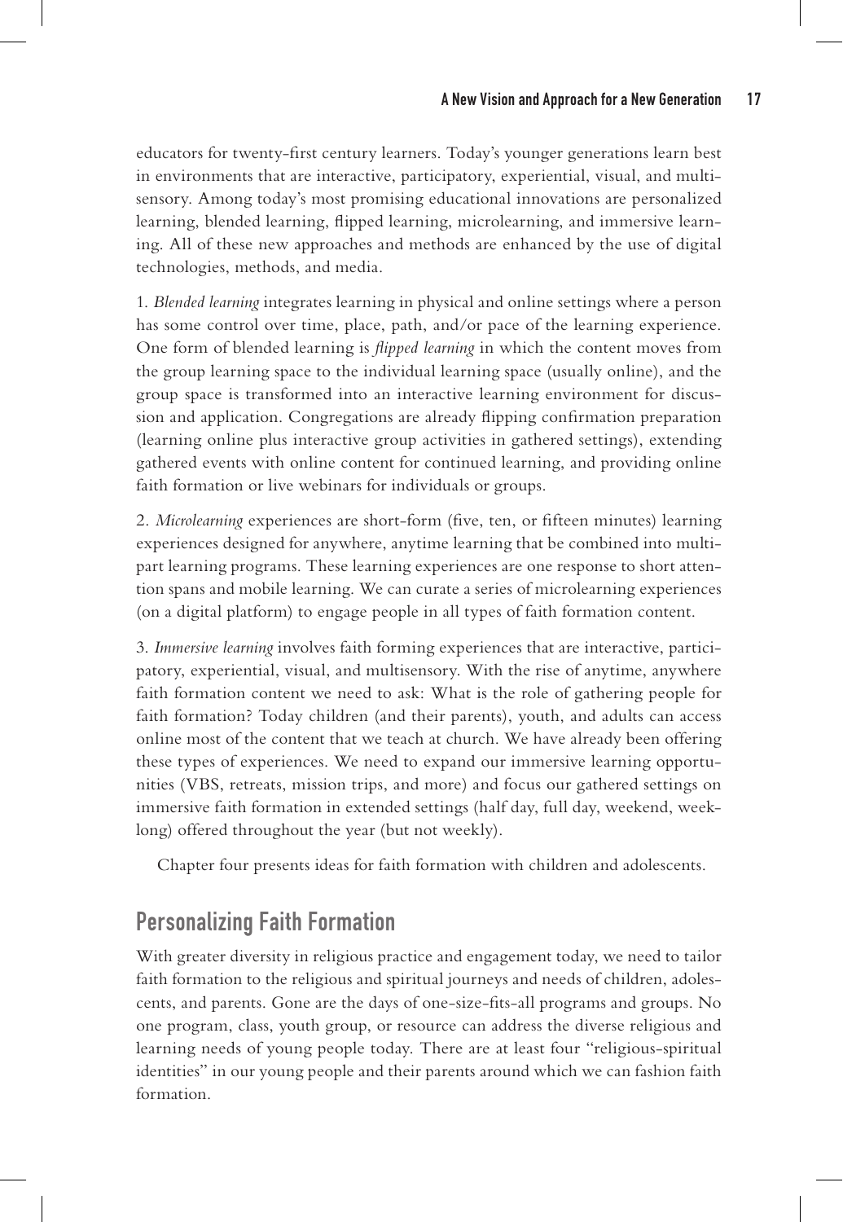educators for twenty-first century learners. Today's younger generations learn best in environments that are interactive, participatory, experiential, visual, and multisensory. Among today's most promising educational innovations are personalized learning, blended learning, flipped learning, microlearning, and immersive learning. All of these new approaches and methods are enhanced by the use of digital technologies, methods, and media.

1. *Blended learning* integrates learning in physical and online settings where a person has some control over time, place, path, and/or pace of the learning experience. One form of blended learning is *flipped learning* in which the content moves from the group learning space to the individual learning space (usually online), and the group space is transformed into an interactive learning environment for discussion and application. Congregations are already flipping confirmation preparation (learning online plus interactive group activities in gathered settings), extending gathered events with online content for continued learning, and providing online faith formation or live webinars for individuals or groups.

2. *Microlearning* experiences are short-form (five, ten, or fifteen minutes) learning experiences designed for anywhere, anytime learning that be combined into multipart learning programs. These learning experiences are one response to short attention spans and mobile learning. We can curate a series of microlearning experiences (on a digital platform) to engage people in all types of faith formation content.

3. *Immersive learning* involves faith forming experiences that are interactive, participatory, experiential, visual, and multisensory. With the rise of anytime, anywhere faith formation content we need to ask: What is the role of gathering people for faith formation? Today children (and their parents), youth, and adults can access online most of the content that we teach at church. We have already been offering these types of experiences. We need to expand our immersive learning opportunities (VBS, retreats, mission trips, and more) and focus our gathered settings on immersive faith formation in extended settings (half day, full day, weekend, weeklong) offered throughout the year (but not weekly).

Chapter four presents ideas for faith formation with children and adolescents.

## Personalizing Faith Formation

With greater diversity in religious practice and engagement today, we need to tailor faith formation to the religious and spiritual journeys and needs of children, adolescents, and parents. Gone are the days of one-size-fits-all programs and groups. No one program, class, youth group, or resource can address the diverse religious and learning needs of young people today. There are at least four "religious-spiritual identities" in our young people and their parents around which we can fashion faith formation.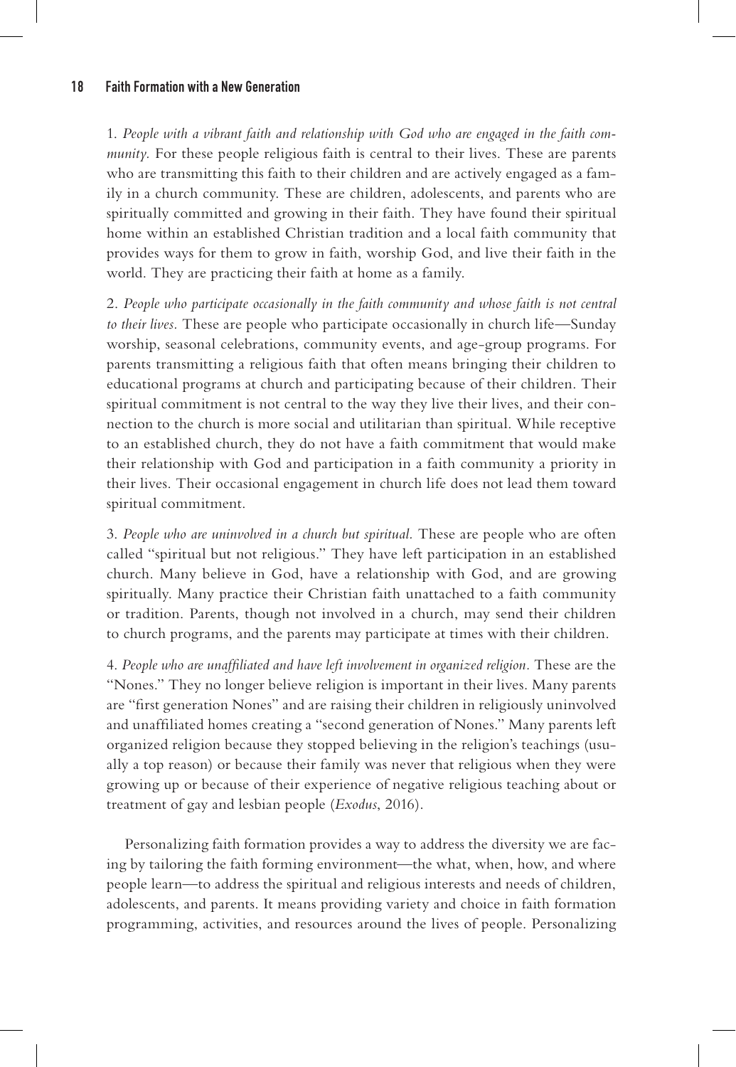1. *People with a vibrant faith and relationship with God who are engaged in the faith community.* For these people religious faith is central to their lives. These are parents who are transmitting this faith to their children and are actively engaged as a family in a church community. These are children, adolescents, and parents who are spiritually committed and growing in their faith. They have found their spiritual home within an established Christian tradition and a local faith community that provides ways for them to grow in faith, worship God, and live their faith in the world. They are practicing their faith at home as a family.

2. *People who participate occasionally in the faith community and whose faith is not central to their lives.* These are people who participate occasionally in church life—Sunday worship, seasonal celebrations, community events, and age-group programs. For parents transmitting a religious faith that often means bringing their children to educational programs at church and participating because of their children. Their spiritual commitment is not central to the way they live their lives, and their connection to the church is more social and utilitarian than spiritual. While receptive to an established church, they do not have a faith commitment that would make their relationship with God and participation in a faith community a priority in their lives. Their occasional engagement in church life does not lead them toward spiritual commitment.

3. *People who are uninvolved in a church but spiritual.* These are people who are often called "spiritual but not religious." They have left participation in an established church. Many believe in God, have a relationship with God, and are growing spiritually. Many practice their Christian faith unattached to a faith community or tradition. Parents, though not involved in a church, may send their children to church programs, and the parents may participate at times with their children.

4. *People who are unaffiliated and have left involvement in organized religion.* These are the "Nones." They no longer believe religion is important in their lives. Many parents are "first generation Nones" and are raising their children in religiously uninvolved and unaffiliated homes creating a "second generation of Nones." Many parents left organized religion because they stopped believing in the religion's teachings (usually a top reason) or because their family was never that religious when they were growing up or because of their experience of negative religious teaching about or treatment of gay and lesbian people (*Exodus*, 2016).

Personalizing faith formation provides a way to address the diversity we are facing by tailoring the faith forming environment—the what, when, how, and where people learn—to address the spiritual and religious interests and needs of children, adolescents, and parents. It means providing variety and choice in faith formation programming, activities, and resources around the lives of people. Personalizing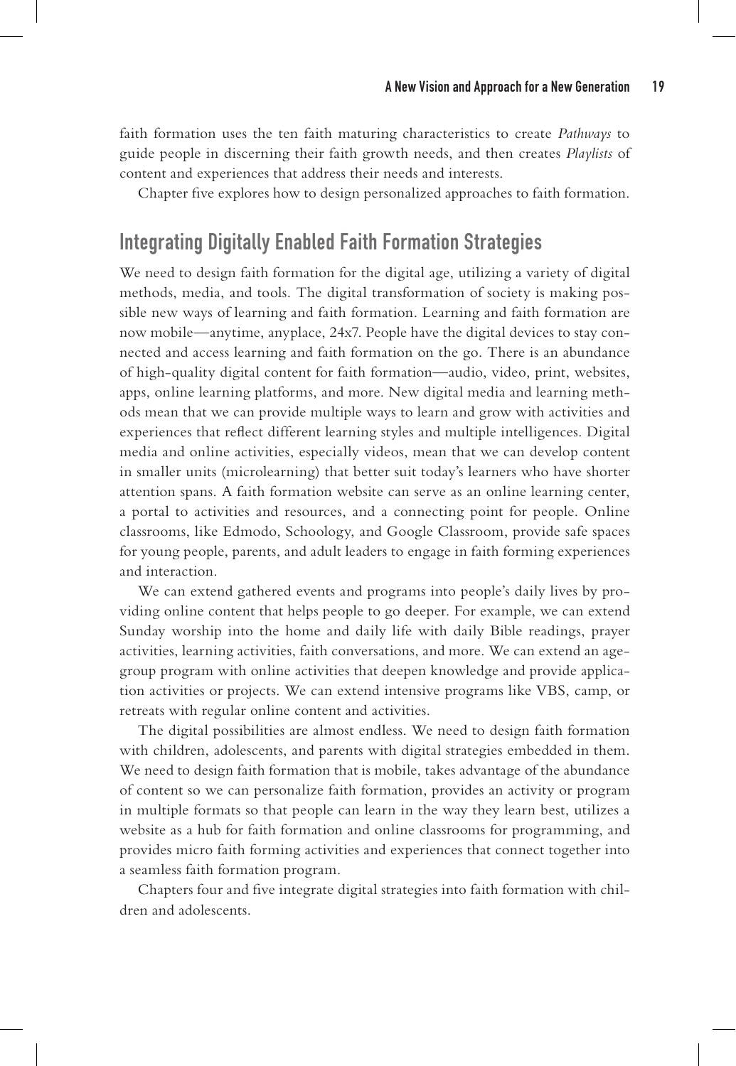faith formation uses the ten faith maturing characteristics to create *Pathways* to guide people in discerning their faith growth needs, and then creates *Playlists* of content and experiences that address their needs and interests.

Chapter five explores how to design personalized approaches to faith formation.

## Integrating Digitally Enabled Faith Formation Strategies

We need to design faith formation for the digital age, utilizing a variety of digital methods, media, and tools. The digital transformation of society is making possible new ways of learning and faith formation. Learning and faith formation are now mobile—anytime, anyplace, 24x7. People have the digital devices to stay connected and access learning and faith formation on the go. There is an abundance of high-quality digital content for faith formation—audio, video, print, websites, apps, online learning platforms, and more. New digital media and learning methods mean that we can provide multiple ways to learn and grow with activities and experiences that reflect different learning styles and multiple intelligences. Digital media and online activities, especially videos, mean that we can develop content in smaller units (microlearning) that better suit today's learners who have shorter attention spans. A faith formation website can serve as an online learning center, a portal to activities and resources, and a connecting point for people. Online classrooms, like Edmodo, Schoology, and Google Classroom, provide safe spaces for young people, parents, and adult leaders to engage in faith forming experiences and interaction.

We can extend gathered events and programs into people's daily lives by providing online content that helps people to go deeper. For example, we can extend Sunday worship into the home and daily life with daily Bible readings, prayer activities, learning activities, faith conversations, and more. We can extend an age-group program with online activities that deepen knowledge and provide application activities or projects. We can extend intensive programs like VBS, camp, or retreats with regular online content and activities.

The digital possibilities are almost endless. We need to design faith formation with children, adolescents, and parents with digital strategies embedded in them. We need to design faith formation that is mobile, takes advantage of the abundance of content so we can personalize faith formation, provides an activity or program in multiple formats so that people can learn in the way they learn best, utilizes a website as a hub for faith formation and online classrooms for programming, and provides micro faith forming activities and experiences that connect together into a seamless faith formation program.

Chapters four and five integrate digital strategies into faith formation with children and adolescents.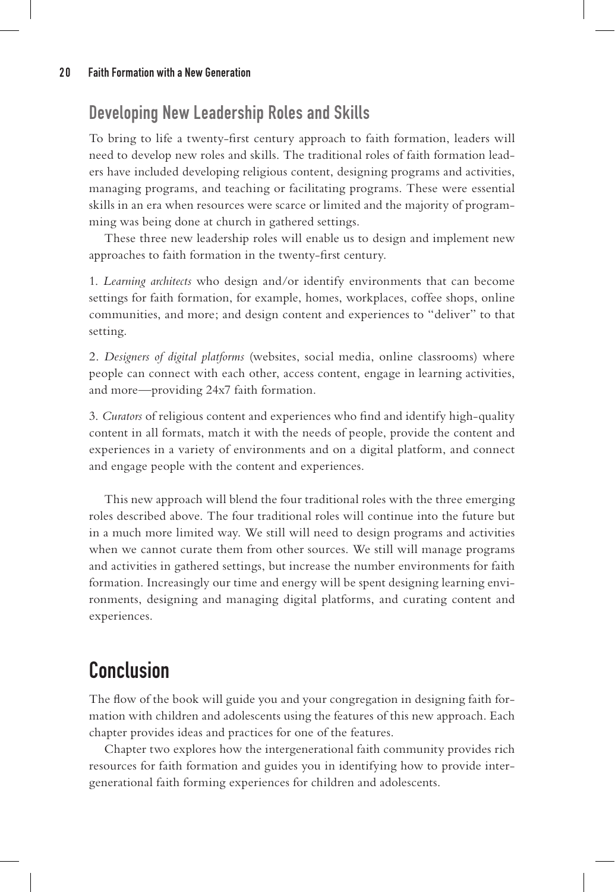## Developing New Leadership Roles and Skills

To bring to life a twenty-first century approach to faith formation, leaders will need to develop new roles and skills. The traditional roles of faith formation leaders have included developing religious content, designing programs and activities, managing programs, and teaching or facilitating programs. These were essential skills in an era when resources were scarce or limited and the majority of programming was being done at church in gathered settings.

These three new leadership roles will enable us to design and implement new approaches to faith formation in the twenty-first century.

1. *Learning architects* who design and/or identify environments that can become settings for faith formation, for example, homes, workplaces, coffee shops, online communities, and more; and design content and experiences to "deliver" to that setting.

2. *Designers of digital platforms* (websites, social media, online classrooms) where people can connect with each other, access content, engage in learning activities, and more—providing 24x7 faith formation.

3. *Curators* of religious content and experiences who find and identify high-quality content in all formats, match it with the needs of people, provide the content and experiences in a variety of environments and on a digital platform, and connect and engage people with the content and experiences.

This new approach will blend the four traditional roles with the three emerging roles described above. The four traditional roles will continue into the future but in a much more limited way. We still will need to design programs and activities when we cannot curate them from other sources. We still will manage programs and activities in gathered settings, but increase the number environments for faith formation. Increasingly our time and energy will be spent designing learning environments, designing and managing digital platforms, and curating content and experiences.

# Conclusion

The flow of the book will guide you and your congregation in designing faith formation with children and adolescents using the features of this new approach. Each chapter provides ideas and practices for one of the features.

Chapter two explores how the intergenerational faith community provides rich resources for faith formation and guides you in identifying how to provide intergenerational faith forming experiences for children and adolescents.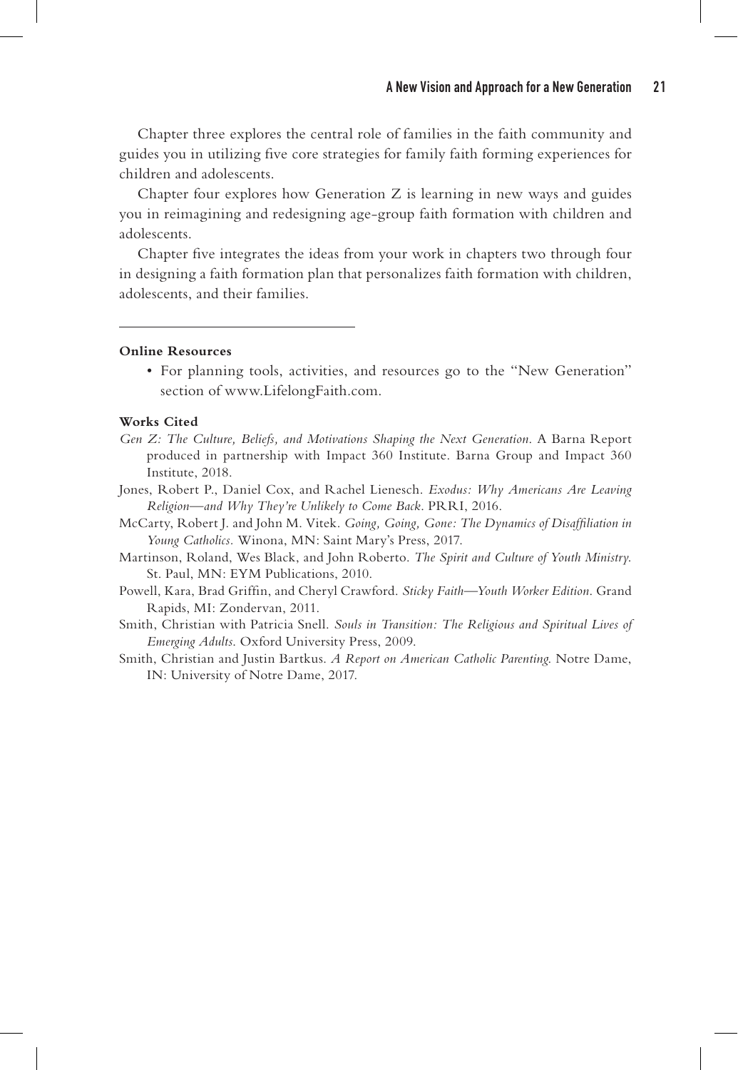Chapter three explores the central role of families in the faith community and guides you in utilizing five core strategies for family faith forming experiences for children and adolescents.

Chapter four explores how Generation Z is learning in new ways and guides you in reimagining and redesigning age-group faith formation with children and adolescents.

Chapter five integrates the ideas from your work in chapters two through four in designing a faith formation plan that personalizes faith formation with children, adolescents, and their families.

---

**Online Resources**

- For planning tools, activities, and resources go to the "New Generation" section of www.LifelongFaith.com.

**Works Cited**

*Gen Z: The Culture, Beliefs, and Motivations Shaping the Next Generation*. A Barna Report produced in partnership with Impact 360 Institute. Barna Group and Impact 360 Institute, 2018.

Jones, Robert P., Daniel Cox, and Rachel Lienesch. *Exodus: Why Americans Are Leaving Religion—and Why They're Unlikely to Come Back*. PRRI, 2016.

McCarty, Robert J. and John M. Vitek. *Going, Going, Gone: The Dynamics of Disaffiliation in Young Catholics.* Winona, MN: Saint Mary's Press, 2017.

Martinson, Roland, Wes Black, and John Roberto. *The Spirit and Culture of Youth Ministry.* St. Paul, MN: EYM Publications, 2010.

Powell, Kara, Brad Griffin, and Cheryl Crawford. *Sticky Faith—Youth Worker Edition*. Grand Rapids, MI: Zondervan, 2011.

Smith, Christian with Patricia Snell. *Souls in Transition: The Religious and Spiritual Lives of Emerging Adults.* Oxford University Press, 2009.

Smith, Christian and Justin Bartkus. *A Report on American Catholic Parenting.* Notre Dame, IN: University of Notre Dame, 2017.